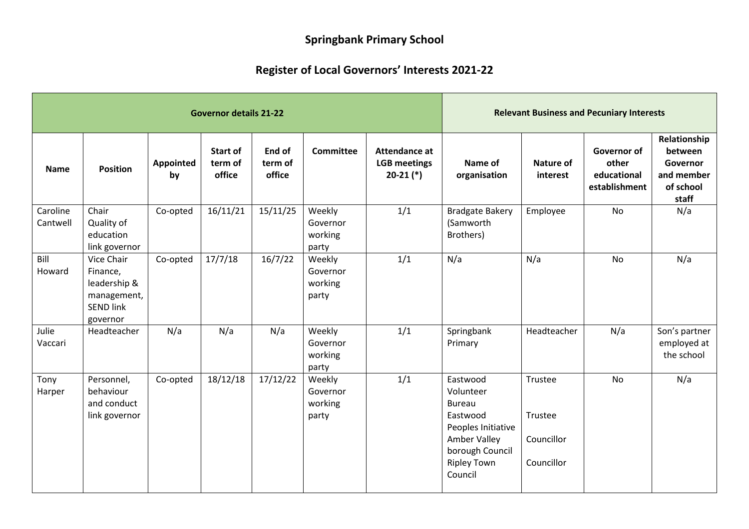# Springbank Primary School

## Register of Local Governors' Interests 2021-22

| Governor details 21-22 | | | | | | | Relevant Business and Pecuniary Interests | | | |
|---|---|---|---|---|---|---|---|---|---|---|
| **Name** | **Position** | **Appointed by** | **Start of term of office** | **End of term of office** | **Committee** | **Attendance at LGB meetings 20-21 (*)** | **Name of organisation** | **Nature of interest** | **Governor of other educational establishment** | **Relationship between Governor and member of school staff** |
| Caroline Cantwell | Chair Quality of education link governor | Co-opted | 16/11/21 | 15/11/25 | Weekly Governor working party | 1/1 | Bradgate Bakery (Samworth Brothers) | Employee | No | N/a |
| Bill Howard | Vice Chair Finance, leadership & management, SEND link governor | Co-opted | 17/7/18 | 16/7/22 | Weekly Governor working party | 1/1 | N/a | N/a | No | N/a |
| Julie Vaccari | Headteacher | N/a | N/a | N/a | Weekly Governor working party | 1/1 | Springbank Primary | Headteacher | N/a | Son's partner employed at the school |
| Tony Harper | Personnel, behaviour and conduct link governor | Co-opted | 18/12/18 | 17/12/22 | Weekly Governor working party | 1/1 | Eastwood Volunteer Bureau<br>Eastwood Peoples Initiative<br>Amber Valley borough Council<br>Ripley Town Council | Trustee<br>Trustee<br>Councillor<br>Councillor | No | N/a |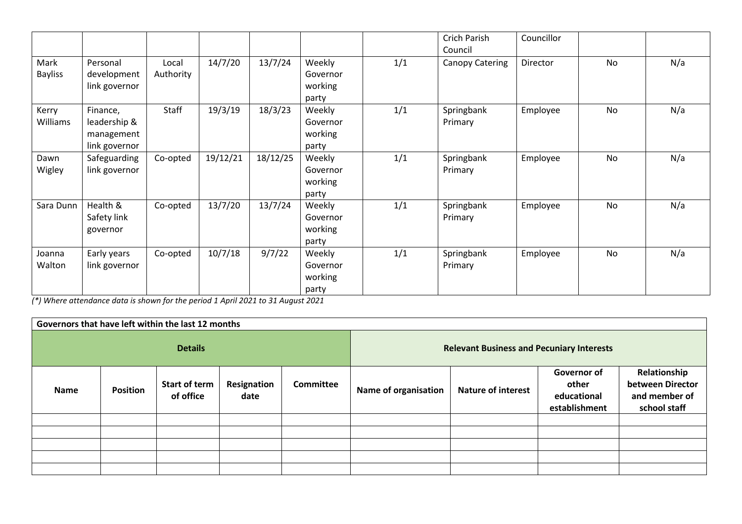| | | | | | | | | | | |
|---|---|---|---|---|---|---|---|---|---|---|
| | | | | | | | Crich Parish Council | Councillor | | |
| Mark Bayliss | Personal development link governor | Local Authority | 14/7/20 | 13/7/24 | Weekly Governor working party | 1/1 | Canopy Catering | Director | No | N/a |
| Kerry Williams | Finance, leadership & management link governor | Staff | 19/3/19 | 18/3/23 | Weekly Governor working party | 1/1 | Springbank Primary | Employee | No | N/a |
| Dawn Wigley | Safeguarding link governor | Co-opted | 19/12/21 | 18/12/25 | Weekly Governor working party | 1/1 | Springbank Primary | Employee | No | N/a |
| Sara Dunn | Health & Safety link governor | Co-opted | 13/7/20 | 13/7/24 | Weekly Governor working party | 1/1 | Springbank Primary | Employee | No | N/a |
| Joanna Walton | Early years link governor | Co-opted | 10/7/18 | 9/7/22 | Weekly Governor working party | 1/1 | Springbank Primary | Employee | No | N/a |

*(\*) Where attendance data is shown for the period 1 April 2021 to 31 August 2021*

| Governors that have left within the last 12 months | | | | | | | | |
|---|---|---|---|---|---|---|---|---|
| **Details** | | | | | **Relevant Business and Pecuniary Interests** | | | |
| **Name** | **Position** | **Start of term of office** | **Resignation date** | **Committee** | **Name of organisation** | **Nature of interest** | **Governor of other educational establishment** | **Relationship between Director and member of school staff** |
| | | | | | | | | |
| | | | | | | | | |
| | | | | | | | | |
| | | | | | | | | |
| | | | | | | | | |